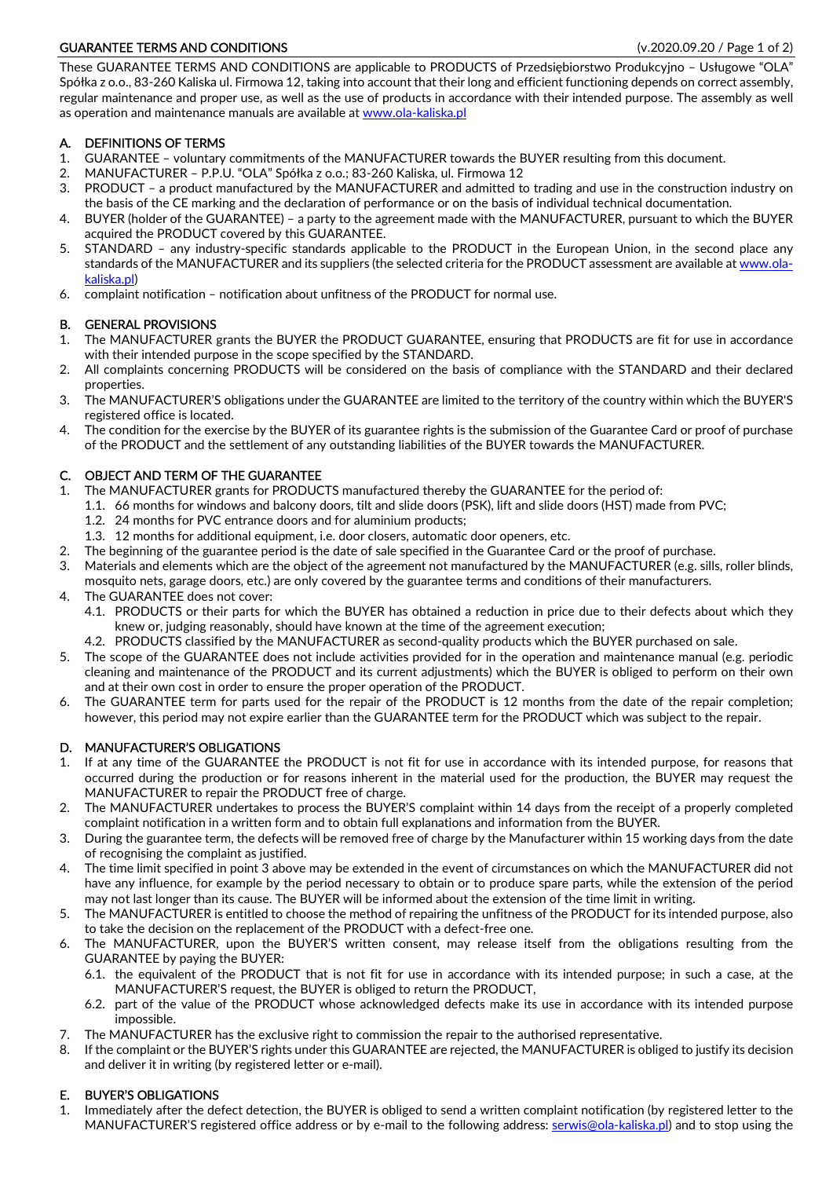# GUARANTEE TERMS AND CONDITIONS

(v.2020.09.20 / Page 1 of 2)

These GUARANTEE TERMS AND CONDITIONS are applicable to PRODUCTS of Przedsiębiorstwo Produkcyjno – Usługowe "OLA" Spółka z o.o., 83-260 Kaliska ul. Firmowa 12, taking into account that their long and efficient functioning depends on correct assembly, regular maintenance and proper use, as well as the use of products in accordance with their intended purpose. The assembly as well as operation and maintenance manuals are available at www.ola-kaliska.pl

## A. DEFINITIONS OF TERMS

1. GUARANTEE – voluntary commitments of the MANUFACTURER towards the BUYER resulting from this document.
2. MANUFACTURER – P.P.U. "OLA" Spółka z o.o.; 83-260 Kaliska, ul. Firmowa 12
3. PRODUCT – a product manufactured by the MANUFACTURER and admitted to trading and use in the construction industry on the basis of the CE marking and the declaration of performance or on the basis of individual technical documentation.
4. BUYER (holder of the GUARANTEE) – a party to the agreement made with the MANUFACTURER, pursuant to which the BUYER acquired the PRODUCT covered by this GUARANTEE.
5. STANDARD – any industry-specific standards applicable to the PRODUCT in the European Union, in the second place any standards of the MANUFACTURER and its suppliers (the selected criteria for the PRODUCT assessment are available at www.ola-kaliska.pl)
6. complaint notification – notification about unfitness of the PRODUCT for normal use.

## B. GENERAL PROVISIONS

1. The MANUFACTURER grants the BUYER the PRODUCT GUARANTEE, ensuring that PRODUCTS are fit for use in accordance with their intended purpose in the scope specified by the STANDARD.
2. All complaints concerning PRODUCTS will be considered on the basis of compliance with the STANDARD and their declared properties.
3. The MANUFACTURER'S obligations under the GUARANTEE are limited to the territory of the country within which the BUYER'S registered office is located.
4. The condition for the exercise by the BUYER of its guarantee rights is the submission of the Guarantee Card or proof of purchase of the PRODUCT and the settlement of any outstanding liabilities of the BUYER towards the MANUFACTURER.

## C. OBJECT AND TERM OF THE GUARANTEE

1. The MANUFACTURER grants for PRODUCTS manufactured thereby the GUARANTEE for the period of:
   1.1. 66 months for windows and balcony doors, tilt and slide doors (PSK), lift and slide doors (HST) made from PVC;
   1.2. 24 months for PVC entrance doors and for aluminium products;
   1.3. 12 months for additional equipment, i.e. door closers, automatic door openers, etc.
2. The beginning of the guarantee period is the date of sale specified in the Guarantee Card or the proof of purchase.
3. Materials and elements which are the object of the agreement not manufactured by the MANUFACTURER (e.g. sills, roller blinds, mosquito nets, garage doors, etc.) are only covered by the guarantee terms and conditions of their manufacturers.
4. The GUARANTEE does not cover:
   4.1. PRODUCTS or their parts for which the BUYER has obtained a reduction in price due to their defects about which they knew or, judging reasonably, should have known at the time of the agreement execution;
   4.2. PRODUCTS classified by the MANUFACTURER as second-quality products which the BUYER purchased on sale.
5. The scope of the GUARANTEE does not include activities provided for in the operation and maintenance manual (e.g. periodic cleaning and maintenance of the PRODUCT and its current adjustments) which the BUYER is obliged to perform on their own and at their own cost in order to ensure the proper operation of the PRODUCT.
6. The GUARANTEE term for parts used for the repair of the PRODUCT is 12 months from the date of the repair completion; however, this period may not expire earlier than the GUARANTEE term for the PRODUCT which was subject to the repair.

## D. MANUFACTURER'S OBLIGATIONS

1. If at any time of the GUARANTEE the PRODUCT is not fit for use in accordance with its intended purpose, for reasons that occurred during the production or for reasons inherent in the material used for the production, the BUYER may request the MANUFACTURER to repair the PRODUCT free of charge.
2. The MANUFACTURER undertakes to process the BUYER'S complaint within 14 days from the receipt of a properly completed complaint notification in a written form and to obtain full explanations and information from the BUYER.
3. During the guarantee term, the defects will be removed free of charge by the Manufacturer within 15 working days from the date of recognising the complaint as justified.
4. The time limit specified in point 3 above may be extended in the event of circumstances on which the MANUFACTURER did not have any influence, for example by the period necessary to obtain or to produce spare parts, while the extension of the period may not last longer than its cause. The BUYER will be informed about the extension of the time limit in writing.
5. The MANUFACTURER is entitled to choose the method of repairing the unfitness of the PRODUCT for its intended purpose, also to take the decision on the replacement of the PRODUCT with a defect-free one.
6. The MANUFACTURER, upon the BUYER'S written consent, may release itself from the obligations resulting from the GUARANTEE by paying the BUYER:
   6.1. the equivalent of the PRODUCT that is not fit for use in accordance with its intended purpose; in such a case, at the MANUFACTURER'S request, the BUYER is obliged to return the PRODUCT,
   6.2. part of the value of the PRODUCT whose acknowledged defects make its use in accordance with its intended purpose impossible.
7. The MANUFACTURER has the exclusive right to commission the repair to the authorised representative.
8. If the complaint or the BUYER'S rights under this GUARANTEE are rejected, the MANUFACTURER is obliged to justify its decision and deliver it in writing (by registered letter or e-mail).

## E. BUYER'S OBLIGATIONS

1. Immediately after the defect detection, the BUYER is obliged to send a written complaint notification (by registered letter to the MANUFACTURER'S registered office address or by e-mail to the following address: serwis@ola-kaliska.pl) and to stop using the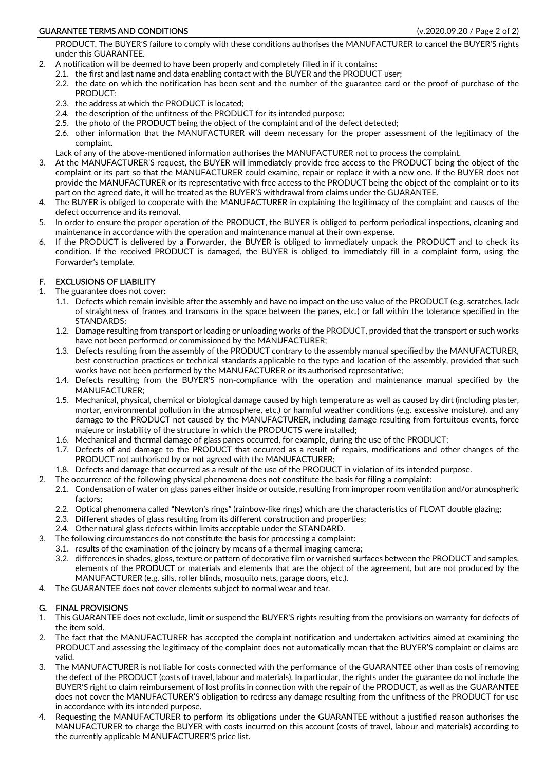PRODUCT. The BUYER'S failure to comply with these conditions authorises the MANUFACTURER to cancel the BUYER'S rights under this GUARANTEE.

2. A notification will be deemed to have been properly and completely filled in if it contains:
   2.1. the first and last name and data enabling contact with the BUYER and the PRODUCT user;
   2.2. the date on which the notification has been sent and the number of the guarantee card or the proof of purchase of the PRODUCT;
   2.3. the address at which the PRODUCT is located;
   2.4. the description of the unfitness of the PRODUCT for its intended purpose;
   2.5. the photo of the PRODUCT being the object of the complaint and of the defect detected;
   2.6. other information that the MANUFACTURER will deem necessary for the proper assessment of the legitimacy of the complaint.

   Lack of any of the above-mentioned information authorises the MANUFACTURER not to process the complaint.
3. At the MANUFACTURER'S request, the BUYER will immediately provide free access to the PRODUCT being the object of the complaint or its part so that the MANUFACTURER could examine, repair or replace it with a new one. If the BUYER does not provide the MANUFACTURER or its representative with free access to the PRODUCT being the object of the complaint or to its part on the agreed date, it will be treated as the BUYER'S withdrawal from claims under the GUARANTEE.
4. The BUYER is obliged to cooperate with the MANUFACTURER in explaining the legitimacy of the complaint and causes of the defect occurrence and its removal.
5. In order to ensure the proper operation of the PRODUCT, the BUYER is obliged to perform periodical inspections, cleaning and maintenance in accordance with the operation and maintenance manual at their own expense.
6. If the PRODUCT is delivered by a Forwarder, the BUYER is obliged to immediately unpack the PRODUCT and to check its condition. If the received PRODUCT is damaged, the BUYER is obliged to immediately fill in a complaint form, using the Forwarder's template.

## F. EXCLUSIONS OF LIABILITY

1. The guarantee does not cover:
   1.1. Defects which remain invisible after the assembly and have no impact on the use value of the PRODUCT (e.g. scratches, lack of straightness of frames and transoms in the space between the panes, etc.) or fall within the tolerance specified in the STANDARDS;
   1.2. Damage resulting from transport or loading or unloading works of the PRODUCT, provided that the transport or such works have not been performed or commissioned by the MANUFACTURER;
   1.3. Defects resulting from the assembly of the PRODUCT contrary to the assembly manual specified by the MANUFACTURER, best construction practices or technical standards applicable to the type and location of the assembly, provided that such works have not been performed by the MANUFACTURER or its authorised representative;
   1.4. Defects resulting from the BUYER'S non-compliance with the operation and maintenance manual specified by the MANUFACTURER;
   1.5. Mechanical, physical, chemical or biological damage caused by high temperature as well as caused by dirt (including plaster, mortar, environmental pollution in the atmosphere, etc.) or harmful weather conditions (e.g. excessive moisture), and any damage to the PRODUCT not caused by the MANUFACTURER, including damage resulting from fortuitous events, force majeure or instability of the structure in which the PRODUCTS were installed;
   1.6. Mechanical and thermal damage of glass panes occurred, for example, during the use of the PRODUCT;
   1.7. Defects of and damage to the PRODUCT that occurred as a result of repairs, modifications and other changes of the PRODUCT not authorised by or not agreed with the MANUFACTURER;
   1.8. Defects and damage that occurred as a result of the use of the PRODUCT in violation of its intended purpose.
2. The occurrence of the following physical phenomena does not constitute the basis for filing a complaint:
   2.1. Condensation of water on glass panes either inside or outside, resulting from improper room ventilation and/or atmospheric factors;
   2.2. Optical phenomena called "Newton's rings" (rainbow-like rings) which are the characteristics of FLOAT double glazing;
   2.3. Different shades of glass resulting from its different construction and properties;
   2.4. Other natural glass defects within limits acceptable under the STANDARD.
3. The following circumstances do not constitute the basis for processing a complaint:
   3.1. results of the examination of the joinery by means of a thermal imaging camera;
   3.2. differences in shades, gloss, texture or pattern of decorative film or varnished surfaces between the PRODUCT and samples, elements of the PRODUCT or materials and elements that are the object of the agreement, but are not produced by the MANUFACTURER (e.g. sills, roller blinds, mosquito nets, garage doors, etc.).
4. The GUARANTEE does not cover elements subject to normal wear and tear.

## G. FINAL PROVISIONS

1. This GUARANTEE does not exclude, limit or suspend the BUYER'S rights resulting from the provisions on warranty for defects of the item sold.
2. The fact that the MANUFACTURER has accepted the complaint notification and undertaken activities aimed at examining the PRODUCT and assessing the legitimacy of the complaint does not automatically mean that the BUYER'S complaint or claims are valid.
3. The MANUFACTURER is not liable for costs connected with the performance of the GUARANTEE other than costs of removing the defect of the PRODUCT (costs of travel, labour and materials). In particular, the rights under the guarantee do not include the BUYER'S right to claim reimbursement of lost profits in connection with the repair of the PRODUCT, as well as the GUARANTEE does not cover the MANUFACTURER'S obligation to redress any damage resulting from the unfitness of the PRODUCT for use in accordance with its intended purpose.
4. Requesting the MANUFACTURER to perform its obligations under the GUARANTEE without a justified reason authorises the MANUFACTURER to charge the BUYER with costs incurred on this account (costs of travel, labour and materials) according to the currently applicable MANUFACTURER'S price list.